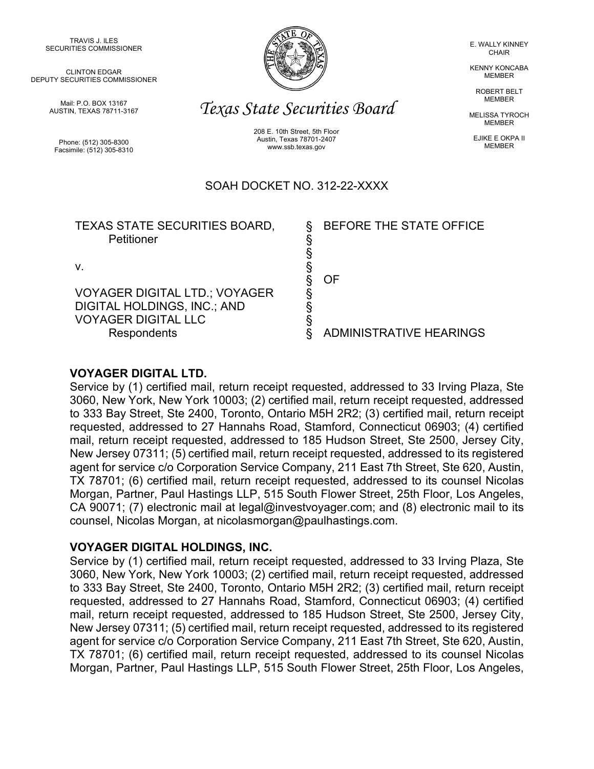TRAVIS J. ILES
SECURITIES COMMISSIONER

CLINTON EDGAR
DEPUTY SECURITIES COMMISSIONER

Mail: P.O. BOX 13167
AUSTIN, TEXAS 78711-3167

Phone: (512) 305-8300
Facsimile: (512) 305-8310

*Texas State Securities Board*

208 E. 10th Street, 5th Floor
Austin, Texas 78701-2407
www.ssb.texas.gov

E. WALLY KINNEY
CHAIR

KENNY KONCABA
MEMBER

ROBERT BELT
MEMBER

MELISSA TYROCH
MEMBER

EJIKE E OKPA II
MEMBER

SOAH DOCKET NO. 312-22-XXXX

| | | |
|---|---|---|
| TEXAS STATE SECURITIES BOARD, Petitioner | § | BEFORE THE STATE OFFICE |
| | § | |
| | § | |
| v. | § | |
| | § | OF |
| VOYAGER DIGITAL LTD.; VOYAGER | § | |
| DIGITAL HOLDINGS, INC.; AND | § | |
| VOYAGER DIGITAL LLC | § | |
| Respondents | § | ADMINISTRATIVE HEARINGS |

**VOYAGER DIGITAL LTD.**
Service by (1) certified mail, return receipt requested, addressed to 33 Irving Plaza, Ste 3060, New York, New York 10003; (2) certified mail, return receipt requested, addressed to 333 Bay Street, Ste 2400, Toronto, Ontario M5H 2R2; (3) certified mail, return receipt requested, addressed to 27 Hannahs Road, Stamford, Connecticut 06903; (4) certified mail, return receipt requested, addressed to 185 Hudson Street, Ste 2500, Jersey City, New Jersey 07311; (5) certified mail, return receipt requested, addressed to its registered agent for service c/o Corporation Service Company, 211 East 7th Street, Ste 620, Austin, TX 78701; (6) certified mail, return receipt requested, addressed to its counsel Nicolas Morgan, Partner, Paul Hastings LLP, 515 South Flower Street, 25th Floor, Los Angeles, CA 90071; (7) electronic mail at legal@investvoyager.com; and (8) electronic mail to its counsel, Nicolas Morgan, at nicolasmorgan@paulhastings.com.

**VOYAGER DIGITAL HOLDINGS, INC.**
Service by (1) certified mail, return receipt requested, addressed to 33 Irving Plaza, Ste 3060, New York, New York 10003; (2) certified mail, return receipt requested, addressed to 333 Bay Street, Ste 2400, Toronto, Ontario M5H 2R2; (3) certified mail, return receipt requested, addressed to 27 Hannahs Road, Stamford, Connecticut 06903; (4) certified mail, return receipt requested, addressed to 185 Hudson Street, Ste 2500, Jersey City, New Jersey 07311; (5) certified mail, return receipt requested, addressed to its registered agent for service c/o Corporation Service Company, 211 East 7th Street, Ste 620, Austin, TX 78701; (6) certified mail, return receipt requested, addressed to its counsel Nicolas Morgan, Partner, Paul Hastings LLP, 515 South Flower Street, 25th Floor, Los Angeles,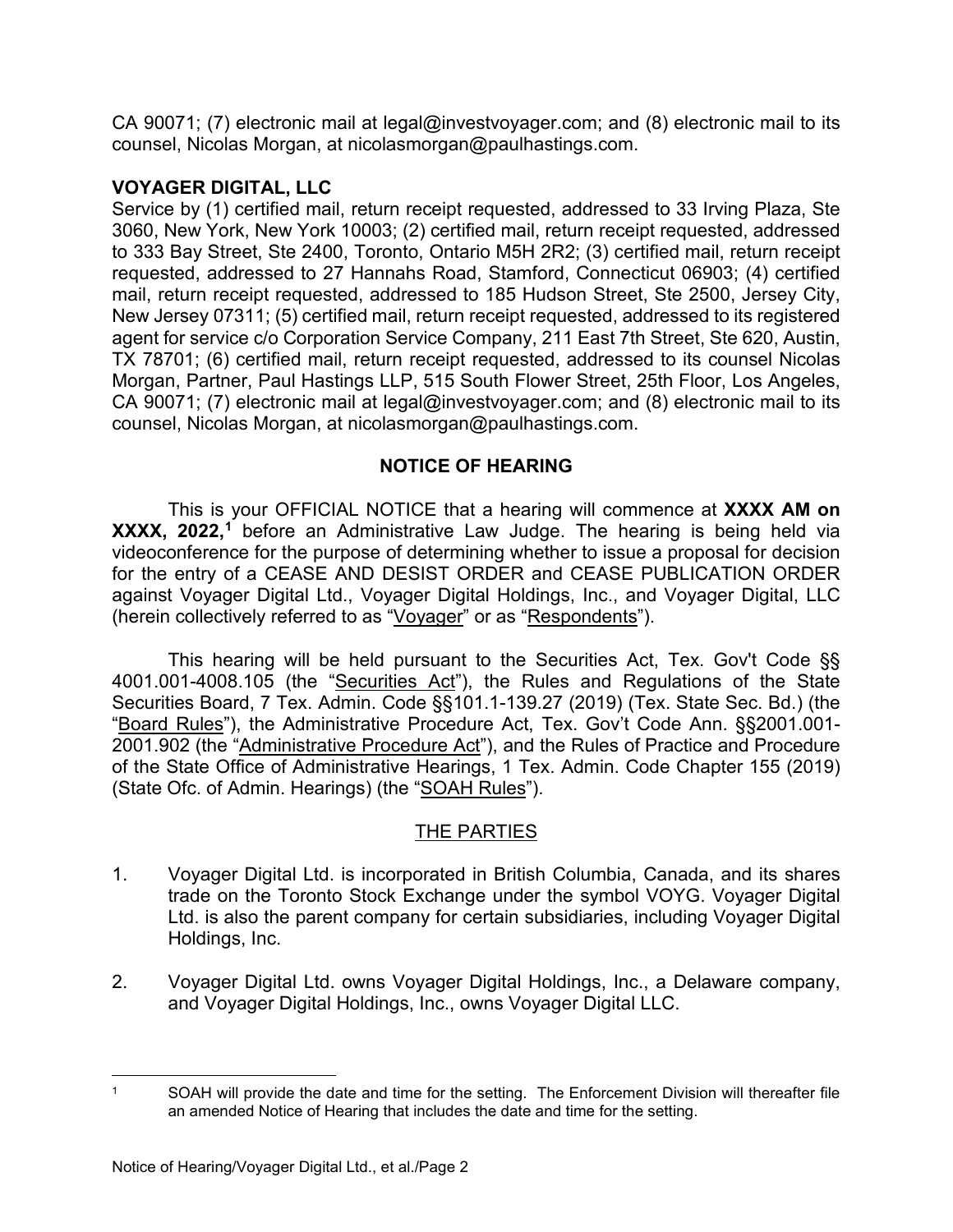CA 90071; (7) electronic mail at legal@investvoyager.com; and (8) electronic mail to its counsel, Nicolas Morgan, at nicolasmorgan@paulhastings.com.

**VOYAGER DIGITAL, LLC**
Service by (1) certified mail, return receipt requested, addressed to 33 Irving Plaza, Ste 3060, New York, New York 10003; (2) certified mail, return receipt requested, addressed to 333 Bay Street, Ste 2400, Toronto, Ontario M5H 2R2; (3) certified mail, return receipt requested, addressed to 27 Hannahs Road, Stamford, Connecticut 06903; (4) certified mail, return receipt requested, addressed to 185 Hudson Street, Ste 2500, Jersey City, New Jersey 07311; (5) certified mail, return receipt requested, addressed to its registered agent for service c/o Corporation Service Company, 211 East 7th Street, Ste 620, Austin, TX 78701; (6) certified mail, return receipt requested, addressed to its counsel Nicolas Morgan, Partner, Paul Hastings LLP, 515 South Flower Street, 25th Floor, Los Angeles, CA 90071; (7) electronic mail at legal@investvoyager.com; and (8) electronic mail to its counsel, Nicolas Morgan, at nicolasmorgan@paulhastings.com.

## NOTICE OF HEARING

This is your OFFICIAL NOTICE that a hearing will commence at **XXXX AM on XXXX, 2022,**[1] before an Administrative Law Judge. The hearing is being held via videoconference for the purpose of determining whether to issue a proposal for decision for the entry of a CEASE AND DESIST ORDER and CEASE PUBLICATION ORDER against Voyager Digital Ltd., Voyager Digital Holdings, Inc., and Voyager Digital, LLC (herein collectively referred to as "Voyager" or as "Respondents").

This hearing will be held pursuant to the Securities Act, Tex. Gov't Code §§ 4001.001-4008.105 (the "Securities Act"), the Rules and Regulations of the State Securities Board, 7 Tex. Admin. Code §§101.1-139.27 (2019) (Tex. State Sec. Bd.) (the "Board Rules"), the Administrative Procedure Act, Tex. Gov't Code Ann. §§2001.001-2001.902 (the "Administrative Procedure Act"), and the Rules of Practice and Procedure of the State Office of Administrative Hearings, 1 Tex. Admin. Code Chapter 155 (2019) (State Ofc. of Admin. Hearings) (the "SOAH Rules").

## THE PARTIES

1. Voyager Digital Ltd. is incorporated in British Columbia, Canada, and its shares trade on the Toronto Stock Exchange under the symbol VOYG. Voyager Digital Ltd. is also the parent company for certain subsidiaries, including Voyager Digital Holdings, Inc.

2. Voyager Digital Ltd. owns Voyager Digital Holdings, Inc., a Delaware company, and Voyager Digital Holdings, Inc., owns Voyager Digital LLC.

---

[1] SOAH will provide the date and time for the setting. The Enforcement Division will thereafter file an amended Notice of Hearing that includes the date and time for the setting.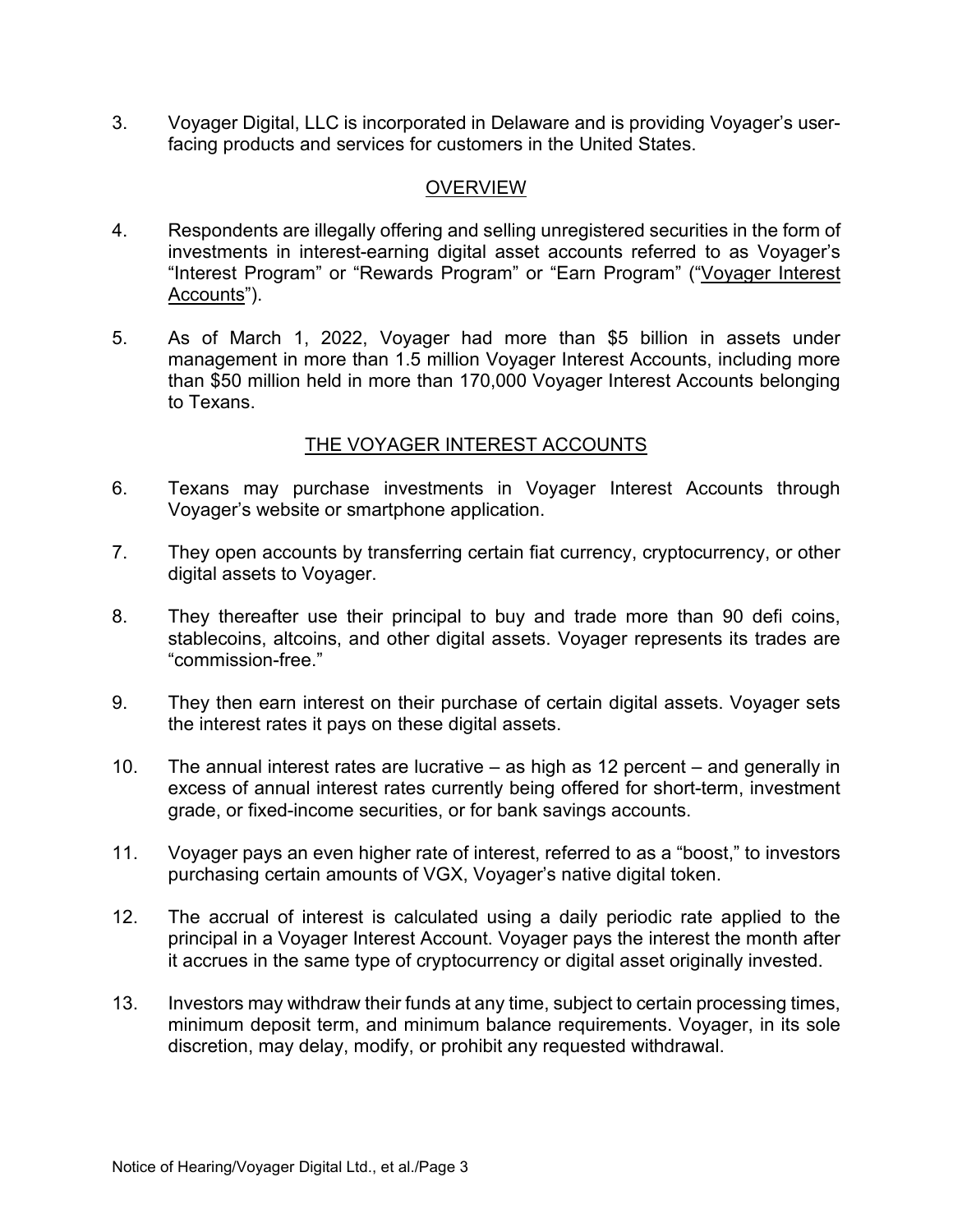3. Voyager Digital, LLC is incorporated in Delaware and is providing Voyager's user-facing products and services for customers in the United States.

## OVERVIEW

4. Respondents are illegally offering and selling unregistered securities in the form of investments in interest-earning digital asset accounts referred to as Voyager's "Interest Program" or "Rewards Program" or "Earn Program" ("<u>Voyager Interest Accounts</u>").

5. As of March 1, 2022, Voyager had more than $5 billion in assets under management in more than 1.5 million Voyager Interest Accounts, including more than $50 million held in more than 170,000 Voyager Interest Accounts belonging to Texans.

## THE VOYAGER INTEREST ACCOUNTS

6. Texans may purchase investments in Voyager Interest Accounts through Voyager's website or smartphone application.

7. They open accounts by transferring certain fiat currency, cryptocurrency, or other digital assets to Voyager.

8. They thereafter use their principal to buy and trade more than 90 defi coins, stablecoins, altcoins, and other digital assets. Voyager represents its trades are "commission-free."

9. They then earn interest on their purchase of certain digital assets. Voyager sets the interest rates it pays on these digital assets.

10. The annual interest rates are lucrative – as high as 12 percent – and generally in excess of annual interest rates currently being offered for short-term, investment grade, or fixed-income securities, or for bank savings accounts.

11. Voyager pays an even higher rate of interest, referred to as a "boost," to investors purchasing certain amounts of VGX, Voyager's native digital token.

12. The accrual of interest is calculated using a daily periodic rate applied to the principal in a Voyager Interest Account. Voyager pays the interest the month after it accrues in the same type of cryptocurrency or digital asset originally invested.

13. Investors may withdraw their funds at any time, subject to certain processing times, minimum deposit term, and minimum balance requirements. Voyager, in its sole discretion, may delay, modify, or prohibit any requested withdrawal.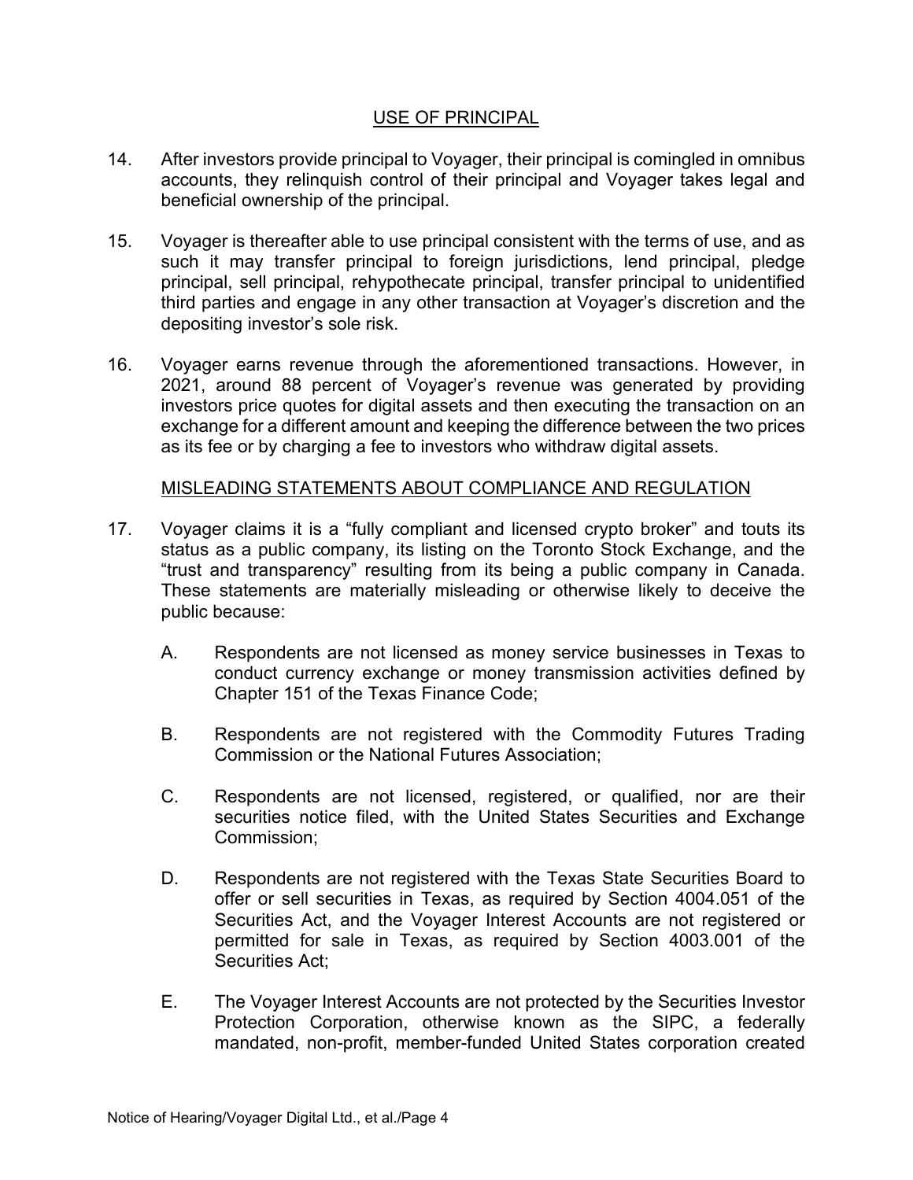## USE OF PRINCIPAL

14. After investors provide principal to Voyager, their principal is comingled in omnibus accounts, they relinquish control of their principal and Voyager takes legal and beneficial ownership of the principal.

15. Voyager is thereafter able to use principal consistent with the terms of use, and as such it may transfer principal to foreign jurisdictions, lend principal, pledge principal, sell principal, rehypothecate principal, transfer principal to unidentified third parties and engage in any other transaction at Voyager's discretion and the depositing investor's sole risk.

16. Voyager earns revenue through the aforementioned transactions. However, in 2021, around 88 percent of Voyager's revenue was generated by providing investors price quotes for digital assets and then executing the transaction on an exchange for a different amount and keeping the difference between the two prices as its fee or by charging a fee to investors who withdraw digital assets.

## MISLEADING STATEMENTS ABOUT COMPLIANCE AND REGULATION

17. Voyager claims it is a "fully compliant and licensed crypto broker" and touts its status as a public company, its listing on the Toronto Stock Exchange, and the "trust and transparency" resulting from its being a public company in Canada. These statements are materially misleading or otherwise likely to deceive the public because:

    A. Respondents are not licensed as money service businesses in Texas to conduct currency exchange or money transmission activities defined by Chapter 151 of the Texas Finance Code;

    B. Respondents are not registered with the Commodity Futures Trading Commission or the National Futures Association;

    C. Respondents are not licensed, registered, or qualified, nor are their securities notice filed, with the United States Securities and Exchange Commission;

    D. Respondents are not registered with the Texas State Securities Board to offer or sell securities in Texas, as required by Section 4004.051 of the Securities Act, and the Voyager Interest Accounts are not registered or permitted for sale in Texas, as required by Section 4003.001 of the Securities Act;

    E. The Voyager Interest Accounts are not protected by the Securities Investor Protection Corporation, otherwise known as the SIPC, a federally mandated, non-profit, member-funded United States corporation created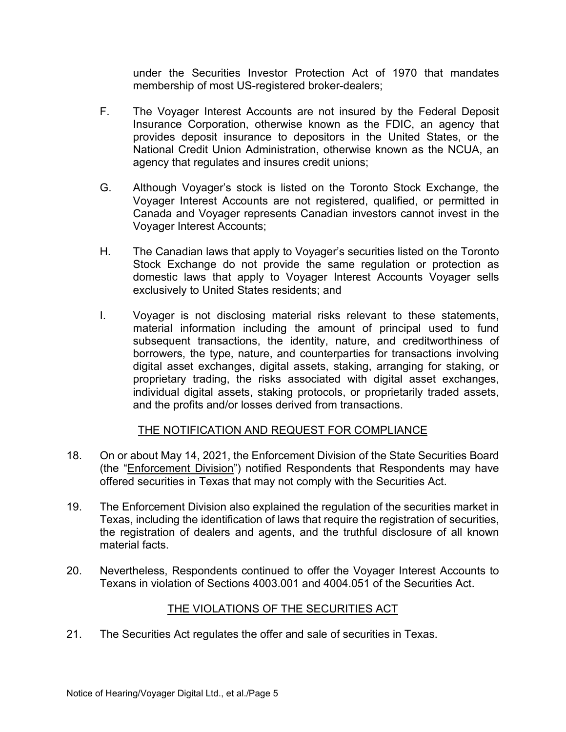under the Securities Investor Protection Act of 1970 that mandates membership of most US-registered broker-dealers;

F. The Voyager Interest Accounts are not insured by the Federal Deposit Insurance Corporation, otherwise known as the FDIC, an agency that provides deposit insurance to depositors in the United States, or the National Credit Union Administration, otherwise known as the NCUA, an agency that regulates and insures credit unions;

G. Although Voyager's stock is listed on the Toronto Stock Exchange, the Voyager Interest Accounts are not registered, qualified, or permitted in Canada and Voyager represents Canadian investors cannot invest in the Voyager Interest Accounts;

H. The Canadian laws that apply to Voyager's securities listed on the Toronto Stock Exchange do not provide the same regulation or protection as domestic laws that apply to Voyager Interest Accounts Voyager sells exclusively to United States residents; and

I. Voyager is not disclosing material risks relevant to these statements, material information including the amount of principal used to fund subsequent transactions, the identity, nature, and creditworthiness of borrowers, the type, nature, and counterparties for transactions involving digital asset exchanges, digital assets, staking, arranging for staking, or proprietary trading, the risks associated with digital asset exchanges, individual digital assets, staking protocols, or proprietarily traded assets, and the profits and/or losses derived from transactions.

## THE NOTIFICATION AND REQUEST FOR COMPLIANCE

18. On or about May 14, 2021, the Enforcement Division of the State Securities Board (the "Enforcement Division") notified Respondents that Respondents may have offered securities in Texas that may not comply with the Securities Act.

19. The Enforcement Division also explained the regulation of the securities market in Texas, including the identification of laws that require the registration of securities, the registration of dealers and agents, and the truthful disclosure of all known material facts.

20. Nevertheless, Respondents continued to offer the Voyager Interest Accounts to Texans in violation of Sections 4003.001 and 4004.051 of the Securities Act.

## THE VIOLATIONS OF THE SECURITIES ACT

21. The Securities Act regulates the offer and sale of securities in Texas.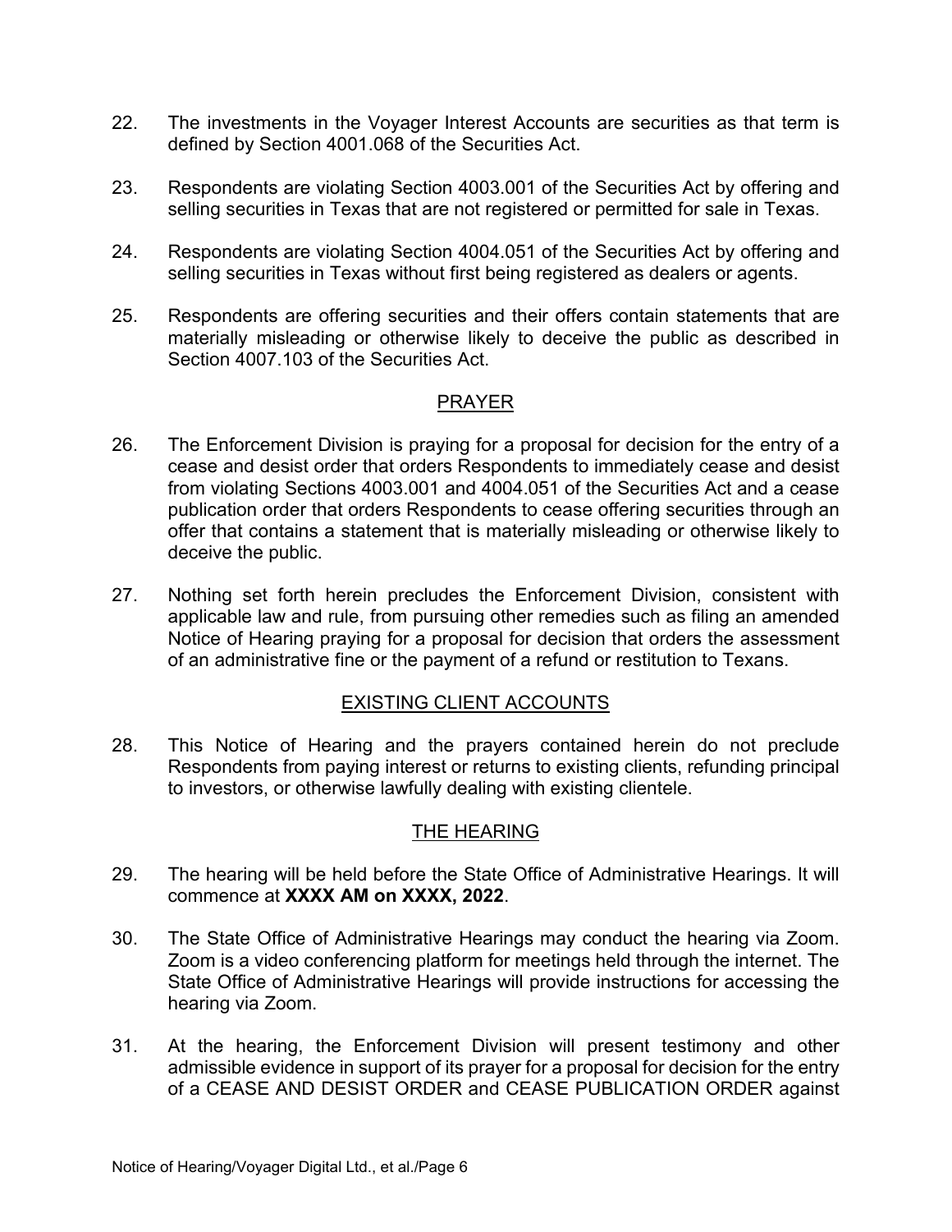22. The investments in the Voyager Interest Accounts are securities as that term is defined by Section 4001.068 of the Securities Act.

23. Respondents are violating Section 4003.001 of the Securities Act by offering and selling securities in Texas that are not registered or permitted for sale in Texas.

24. Respondents are violating Section 4004.051 of the Securities Act by offering and selling securities in Texas without first being registered as dealers or agents.

25. Respondents are offering securities and their offers contain statements that are materially misleading or otherwise likely to deceive the public as described in Section 4007.103 of the Securities Act.

## PRAYER

26. The Enforcement Division is praying for a proposal for decision for the entry of a cease and desist order that orders Respondents to immediately cease and desist from violating Sections 4003.001 and 4004.051 of the Securities Act and a cease publication order that orders Respondents to cease offering securities through an offer that contains a statement that is materially misleading or otherwise likely to deceive the public.

27. Nothing set forth herein precludes the Enforcement Division, consistent with applicable law and rule, from pursuing other remedies such as filing an amended Notice of Hearing praying for a proposal for decision that orders the assessment of an administrative fine or the payment of a refund or restitution to Texans.

## EXISTING CLIENT ACCOUNTS

28. This Notice of Hearing and the prayers contained herein do not preclude Respondents from paying interest or returns to existing clients, refunding principal to investors, or otherwise lawfully dealing with existing clientele.

## THE HEARING

29. The hearing will be held before the State Office of Administrative Hearings. It will commence at **XXXX AM on XXXX, 2022**.

30. The State Office of Administrative Hearings may conduct the hearing via Zoom. Zoom is a video conferencing platform for meetings held through the internet. The State Office of Administrative Hearings will provide instructions for accessing the hearing via Zoom.

31. At the hearing, the Enforcement Division will present testimony and other admissible evidence in support of its prayer for a proposal for decision for the entry of a CEASE AND DESIST ORDER and CEASE PUBLICATION ORDER against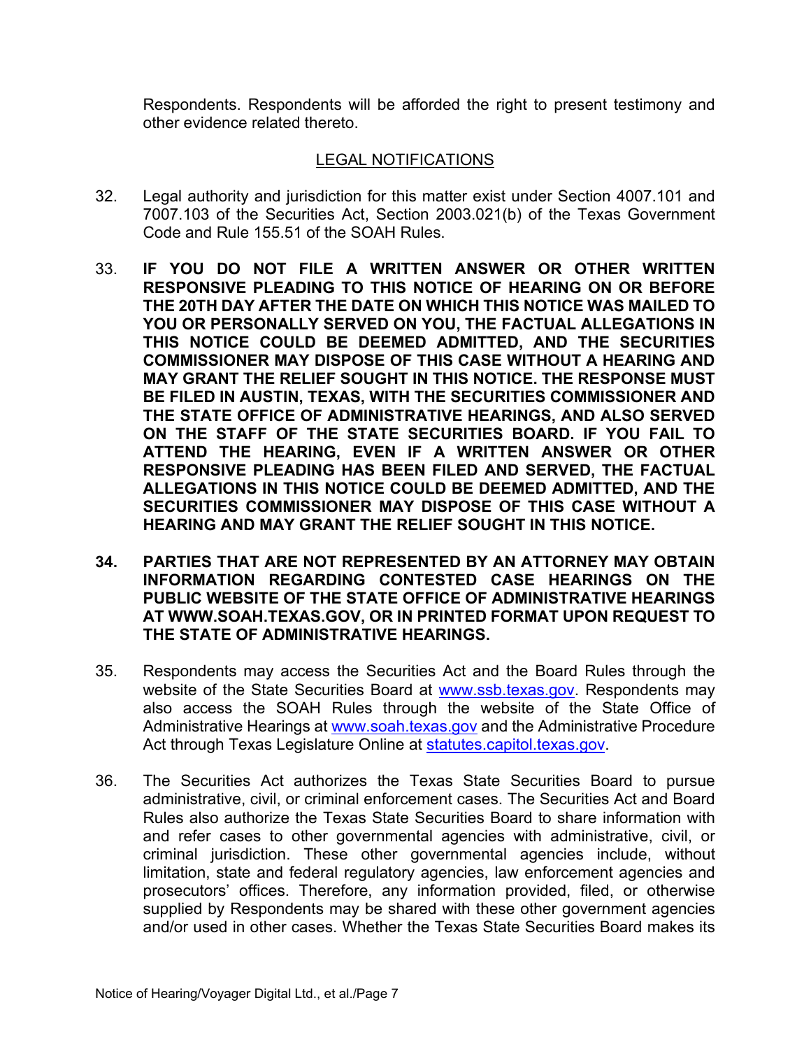Respondents. Respondents will be afforded the right to present testimony and other evidence related thereto.

## LEGAL NOTIFICATIONS

32. Legal authority and jurisdiction for this matter exist under Section 4007.101 and 7007.103 of the Securities Act, Section 2003.021(b) of the Texas Government Code and Rule 155.51 of the SOAH Rules.

33. **IF YOU DO NOT FILE A WRITTEN ANSWER OR OTHER WRITTEN RESPONSIVE PLEADING TO THIS NOTICE OF HEARING ON OR BEFORE THE 20TH DAY AFTER THE DATE ON WHICH THIS NOTICE WAS MAILED TO YOU OR PERSONALLY SERVED ON YOU, THE FACTUAL ALLEGATIONS IN THIS NOTICE COULD BE DEEMED ADMITTED, AND THE SECURITIES COMMISSIONER MAY DISPOSE OF THIS CASE WITHOUT A HEARING AND MAY GRANT THE RELIEF SOUGHT IN THIS NOTICE. THE RESPONSE MUST BE FILED IN AUSTIN, TEXAS, WITH THE SECURITIES COMMISSIONER AND THE STATE OFFICE OF ADMINISTRATIVE HEARINGS, AND ALSO SERVED ON THE STAFF OF THE STATE SECURITIES BOARD. IF YOU FAIL TO ATTEND THE HEARING, EVEN IF A WRITTEN ANSWER OR OTHER RESPONSIVE PLEADING HAS BEEN FILED AND SERVED, THE FACTUAL ALLEGATIONS IN THIS NOTICE COULD BE DEEMED ADMITTED, AND THE SECURITIES COMMISSIONER MAY DISPOSE OF THIS CASE WITHOUT A HEARING AND MAY GRANT THE RELIEF SOUGHT IN THIS NOTICE.**

34. **PARTIES THAT ARE NOT REPRESENTED BY AN ATTORNEY MAY OBTAIN INFORMATION REGARDING CONTESTED CASE HEARINGS ON THE PUBLIC WEBSITE OF THE STATE OFFICE OF ADMINISTRATIVE HEARINGS AT WWW.SOAH.TEXAS.GOV, OR IN PRINTED FORMAT UPON REQUEST TO THE STATE OF ADMINISTRATIVE HEARINGS.**

35. Respondents may access the Securities Act and the Board Rules through the website of the State Securities Board at www.ssb.texas.gov. Respondents may also access the SOAH Rules through the website of the State Office of Administrative Hearings at www.soah.texas.gov and the Administrative Procedure Act through Texas Legislature Online at statutes.capitol.texas.gov.

36. The Securities Act authorizes the Texas State Securities Board to pursue administrative, civil, or criminal enforcement cases. The Securities Act and Board Rules also authorize the Texas State Securities Board to share information with and refer cases to other governmental agencies with administrative, civil, or criminal jurisdiction. These other governmental agencies include, without limitation, state and federal regulatory agencies, law enforcement agencies and prosecutors' offices. Therefore, any information provided, filed, or otherwise supplied by Respondents may be shared with these other government agencies and/or used in other cases. Whether the Texas State Securities Board makes its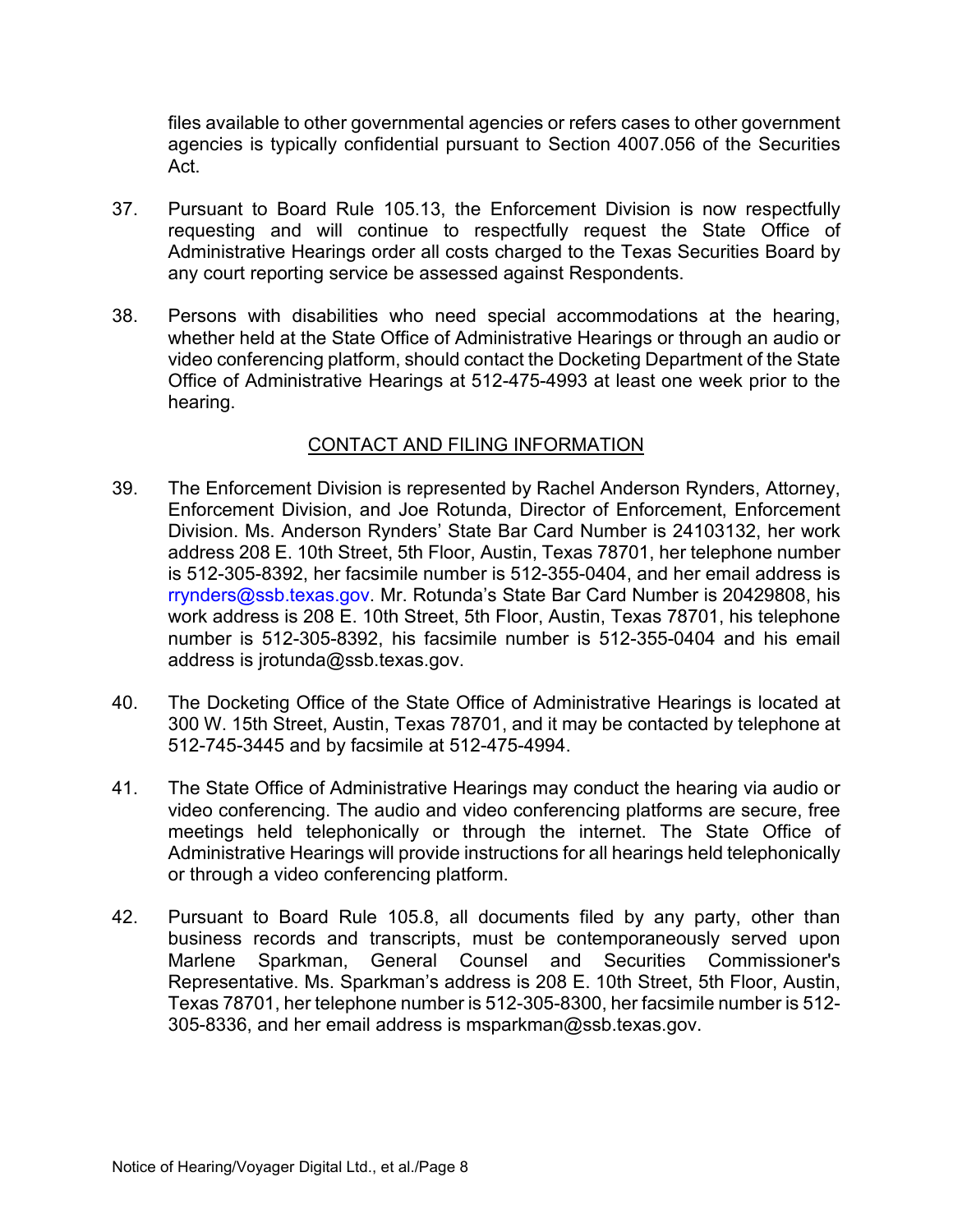files available to other governmental agencies or refers cases to other government agencies is typically confidential pursuant to Section 4007.056 of the Securities Act.

37. Pursuant to Board Rule 105.13, the Enforcement Division is now respectfully requesting and will continue to respectfully request the State Office of Administrative Hearings order all costs charged to the Texas Securities Board by any court reporting service be assessed against Respondents.

38. Persons with disabilities who need special accommodations at the hearing, whether held at the State Office of Administrative Hearings or through an audio or video conferencing platform, should contact the Docketing Department of the State Office of Administrative Hearings at 512-475-4993 at least one week prior to the hearing.

## CONTACT AND FILING INFORMATION

39. The Enforcement Division is represented by Rachel Anderson Rynders, Attorney, Enforcement Division, and Joe Rotunda, Director of Enforcement, Enforcement Division. Ms. Anderson Rynders' State Bar Card Number is 24103132, her work address 208 E. 10th Street, 5th Floor, Austin, Texas 78701, her telephone number is 512-305-8392, her facsimile number is 512-355-0404, and her email address is rrynders@ssb.texas.gov. Mr. Rotunda's State Bar Card Number is 20429808, his work address is 208 E. 10th Street, 5th Floor, Austin, Texas 78701, his telephone number is 512-305-8392, his facsimile number is 512-355-0404 and his email address is jrotunda@ssb.texas.gov.

40. The Docketing Office of the State Office of Administrative Hearings is located at 300 W. 15th Street, Austin, Texas 78701, and it may be contacted by telephone at 512-745-3445 and by facsimile at 512-475-4994.

41. The State Office of Administrative Hearings may conduct the hearing via audio or video conferencing. The audio and video conferencing platforms are secure, free meetings held telephonically or through the internet. The State Office of Administrative Hearings will provide instructions for all hearings held telephonically or through a video conferencing platform.

42. Pursuant to Board Rule 105.8, all documents filed by any party, other than business records and transcripts, must be contemporaneously served upon Marlene Sparkman, General Counsel and Securities Commissioner's Representative. Ms. Sparkman's address is 208 E. 10th Street, 5th Floor, Austin, Texas 78701, her telephone number is 512-305-8300, her facsimile number is 512-305-8336, and her email address is msparkman@ssb.texas.gov.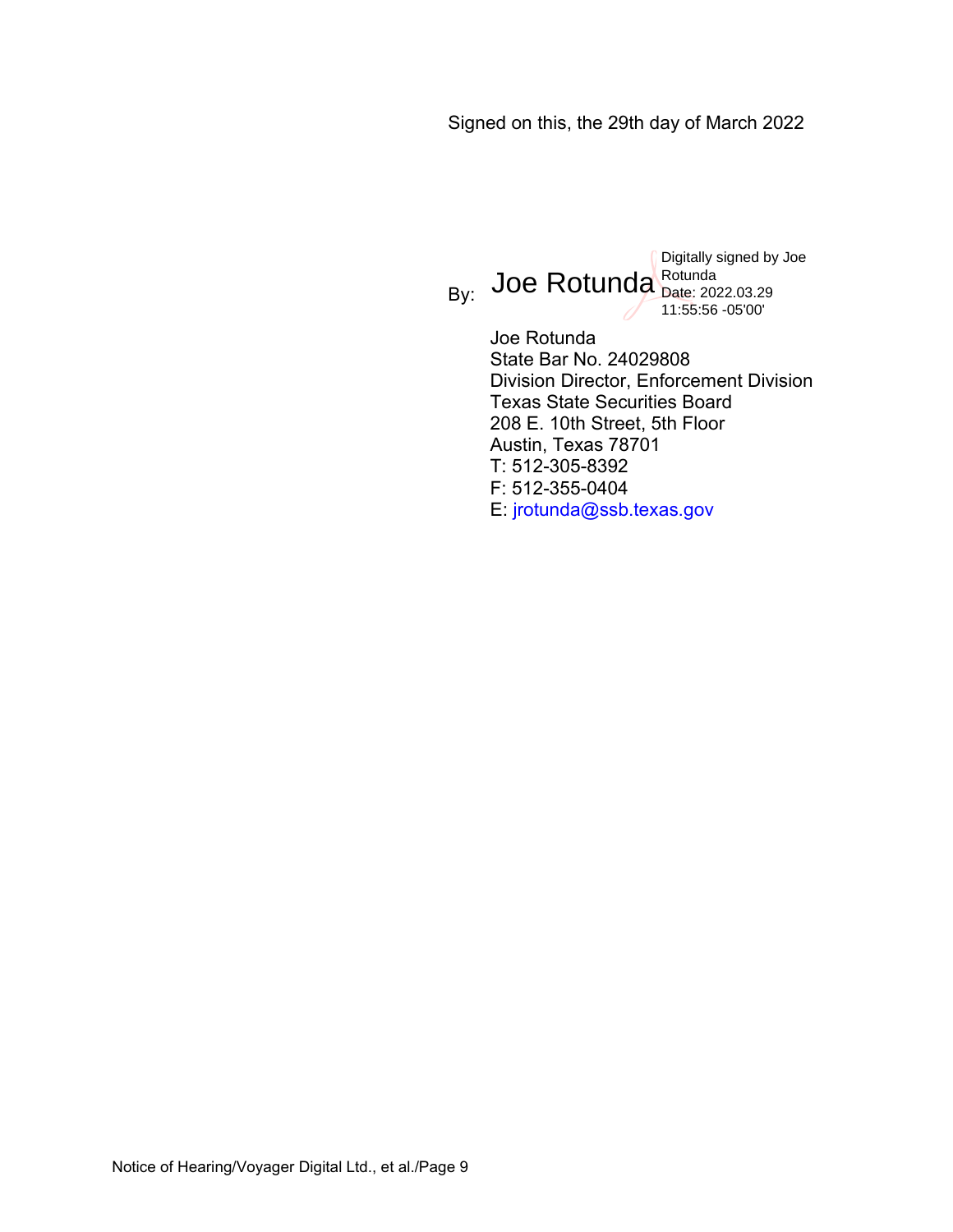Signed on this, the 29th day of March 2022

By: Joe Rotunda

Digitally signed by Joe Rotunda
Date: 2022.03.29 11:55:56 -05'00'

Joe Rotunda
State Bar No. 24029808
Division Director, Enforcement Division
Texas State Securities Board
208 E. 10th Street, 5th Floor
Austin, Texas 78701
T: 512-305-8392
F: 512-355-0404
E: jrotunda@ssb.texas.gov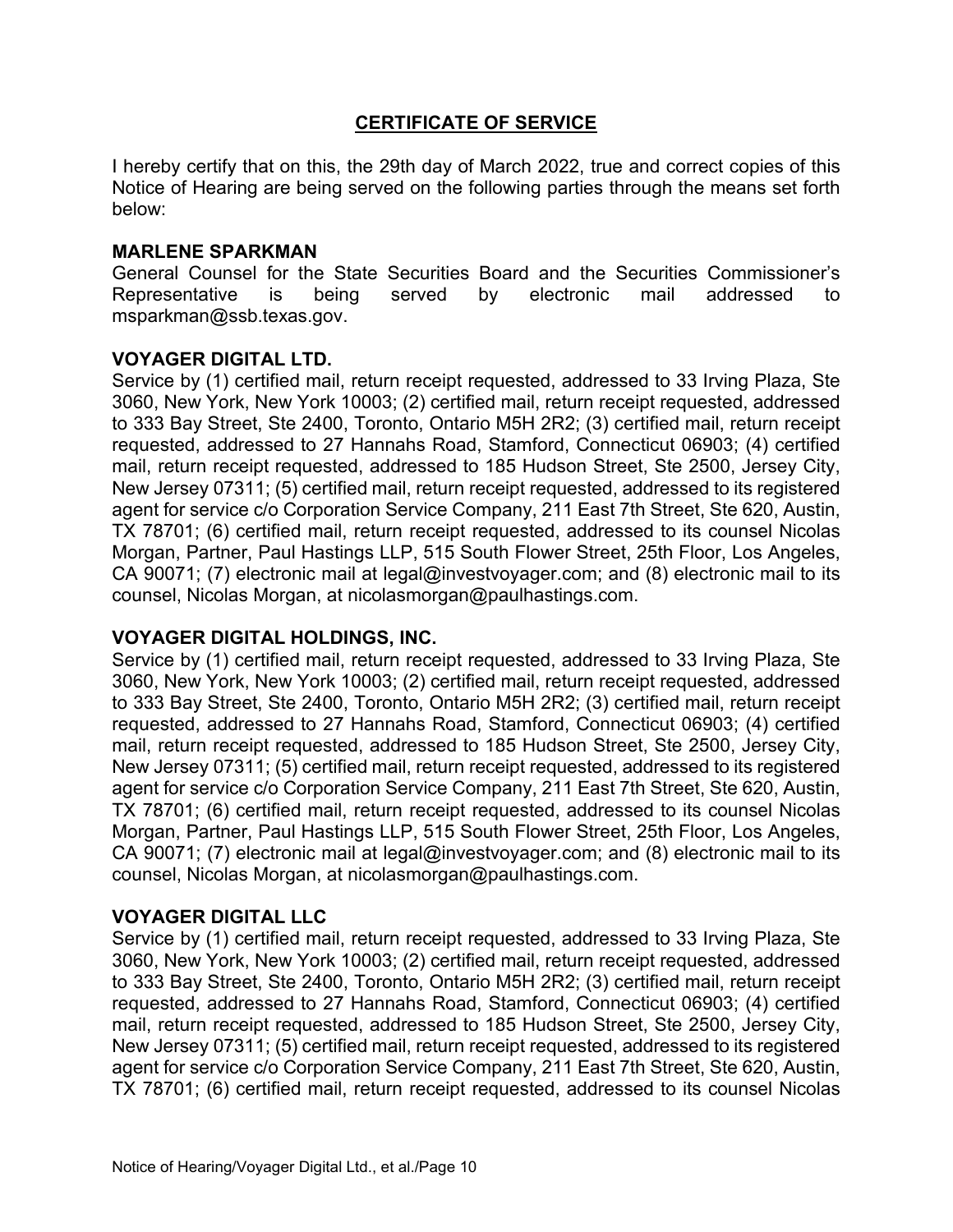## CERTIFICATE OF SERVICE

I hereby certify that on this, the 29th day of March 2022, true and correct copies of this Notice of Hearing are being served on the following parties through the means set forth below:

**MARLENE SPARKMAN**
General Counsel for the State Securities Board and the Securities Commissioner's Representative is being served by electronic mail addressed to msparkman@ssb.texas.gov.

**VOYAGER DIGITAL LTD.**
Service by (1) certified mail, return receipt requested, addressed to 33 Irving Plaza, Ste 3060, New York, New York 10003; (2) certified mail, return receipt requested, addressed to 333 Bay Street, Ste 2400, Toronto, Ontario M5H 2R2; (3) certified mail, return receipt requested, addressed to 27 Hannahs Road, Stamford, Connecticut 06903; (4) certified mail, return receipt requested, addressed to 185 Hudson Street, Ste 2500, Jersey City, New Jersey 07311; (5) certified mail, return receipt requested, addressed to its registered agent for service c/o Corporation Service Company, 211 East 7th Street, Ste 620, Austin, TX 78701; (6) certified mail, return receipt requested, addressed to its counsel Nicolas Morgan, Partner, Paul Hastings LLP, 515 South Flower Street, 25th Floor, Los Angeles, CA 90071; (7) electronic mail at legal@investvoyager.com; and (8) electronic mail to its counsel, Nicolas Morgan, at nicolasmorgan@paulhastings.com.

**VOYAGER DIGITAL HOLDINGS, INC.**
Service by (1) certified mail, return receipt requested, addressed to 33 Irving Plaza, Ste 3060, New York, New York 10003; (2) certified mail, return receipt requested, addressed to 333 Bay Street, Ste 2400, Toronto, Ontario M5H 2R2; (3) certified mail, return receipt requested, addressed to 27 Hannahs Road, Stamford, Connecticut 06903; (4) certified mail, return receipt requested, addressed to 185 Hudson Street, Ste 2500, Jersey City, New Jersey 07311; (5) certified mail, return receipt requested, addressed to its registered agent for service c/o Corporation Service Company, 211 East 7th Street, Ste 620, Austin, TX 78701; (6) certified mail, return receipt requested, addressed to its counsel Nicolas Morgan, Partner, Paul Hastings LLP, 515 South Flower Street, 25th Floor, Los Angeles, CA 90071; (7) electronic mail at legal@investvoyager.com; and (8) electronic mail to its counsel, Nicolas Morgan, at nicolasmorgan@paulhastings.com.

**VOYAGER DIGITAL LLC**
Service by (1) certified mail, return receipt requested, addressed to 33 Irving Plaza, Ste 3060, New York, New York 10003; (2) certified mail, return receipt requested, addressed to 333 Bay Street, Ste 2400, Toronto, Ontario M5H 2R2; (3) certified mail, return receipt requested, addressed to 27 Hannahs Road, Stamford, Connecticut 06903; (4) certified mail, return receipt requested, addressed to 185 Hudson Street, Ste 2500, Jersey City, New Jersey 07311; (5) certified mail, return receipt requested, addressed to its registered agent for service c/o Corporation Service Company, 211 East 7th Street, Ste 620, Austin, TX 78701; (6) certified mail, return receipt requested, addressed to its counsel Nicolas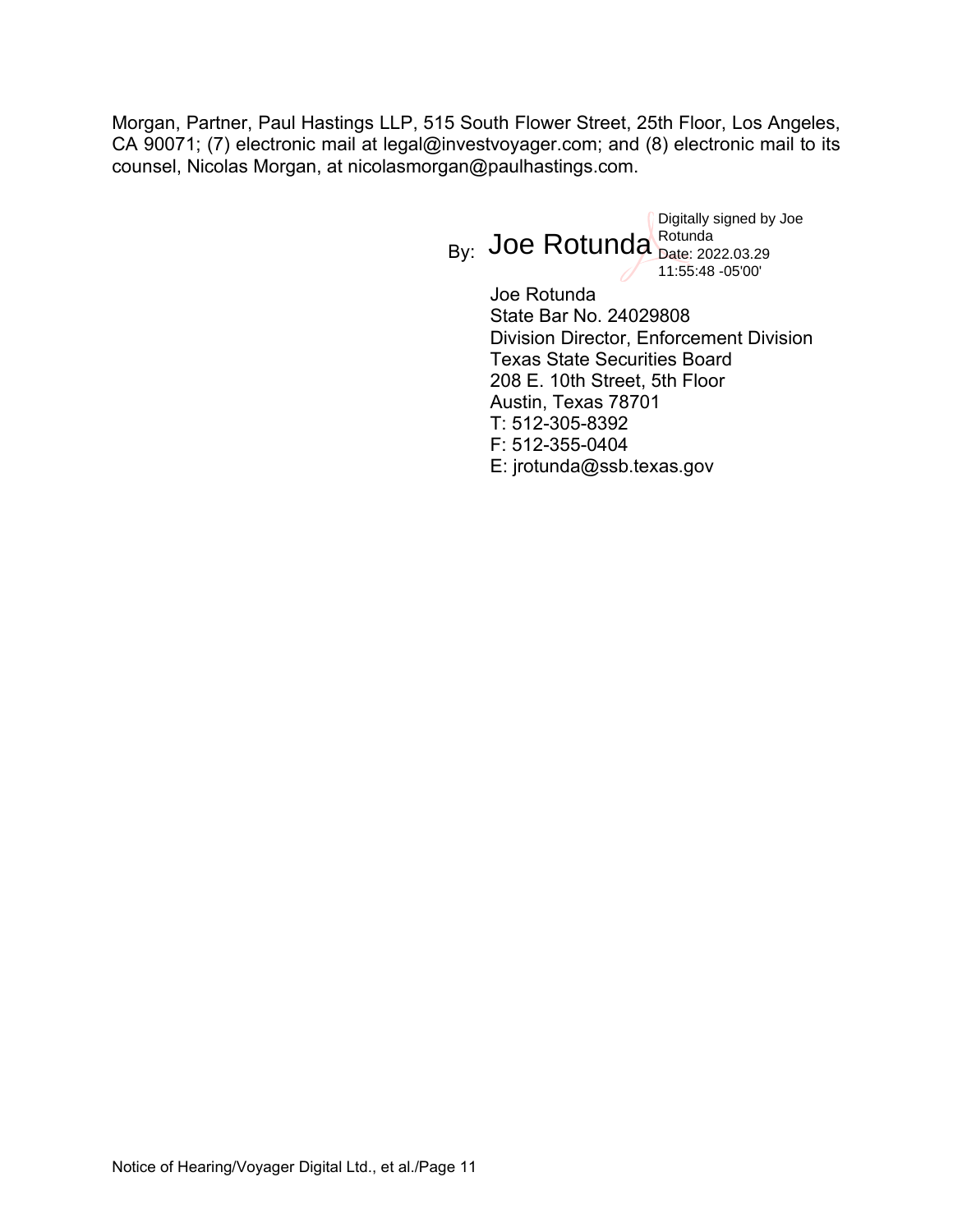Morgan, Partner, Paul Hastings LLP, 515 South Flower Street, 25th Floor, Los Angeles, CA 90071; (7) electronic mail at legal@investvoyager.com; and (8) electronic mail to its counsel, Nicolas Morgan, at nicolasmorgan@paulhastings.com.

By: Joe Rotunda  
Digitally signed by Joe Rotunda  
Date: 2022.03.29 11:55:48 -05'00'

Joe Rotunda  
State Bar No. 24029808  
Division Director, Enforcement Division  
Texas State Securities Board  
208 E. 10th Street, 5th Floor  
Austin, Texas 78701  
T: 512-305-8392  
F: 512-355-0404  
E: jrotunda@ssb.texas.gov